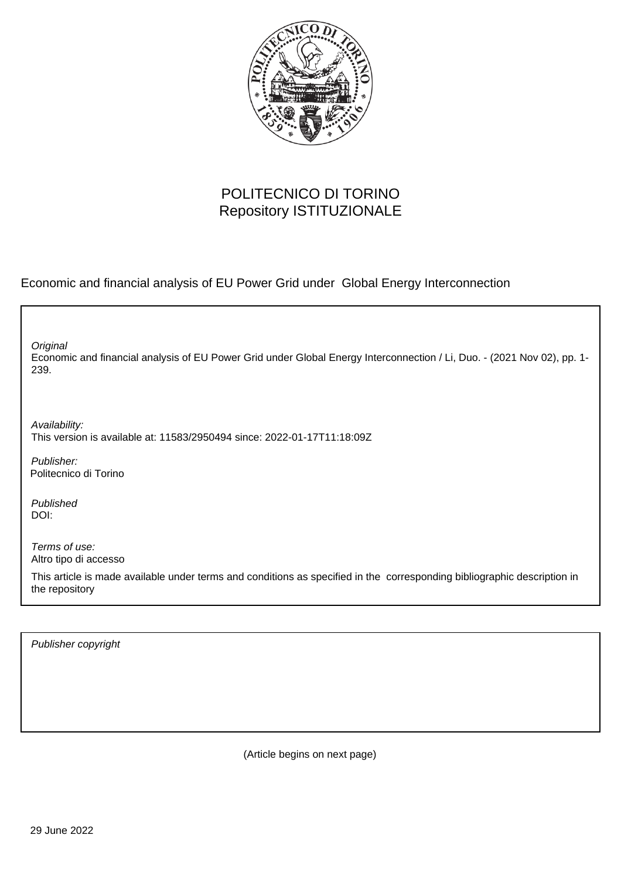POLITECNICO DI TORINO
Repository ISTITUZIONALE

Economic and financial analysis of EU Power Grid under Global Energy Interconnection

*Original*
Economic and financial analysis of EU Power Grid under Global Energy Interconnection / Li, Duo. - (2021 Nov 02), pp. 1-239.

*Availability:*
This version is available at: 11583/2950494 since: 2022-01-17T11:18:09Z

*Publisher:*
Politecnico di Torino

*Published*
DOI:

*Terms of use:*
Altro tipo di accesso

This article is made available under terms and conditions as specified in the corresponding bibliographic description in the repository

*Publisher copyright*

(Article begins on next page)

29 June 2022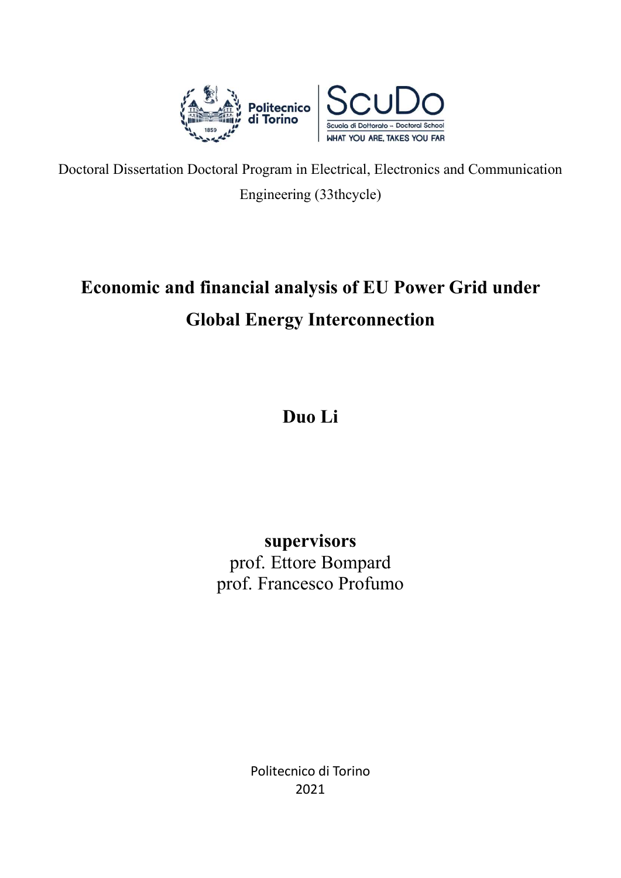Doctoral Dissertation Doctoral Program in Electrical, Electronics and Communication Engineering (33thcycle)

# Economic and financial analysis of EU Power Grid under Global Energy Interconnection

**Duo Li**

**supervisors**

prof. Ettore Bompard

prof. Francesco Profumo

Politecnico di Torino

2021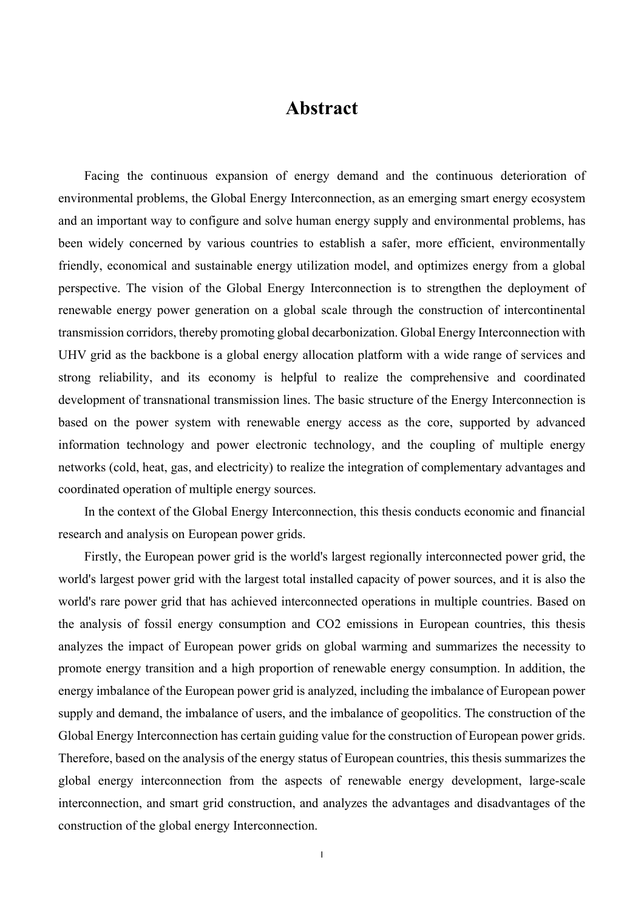# Abstract

Facing the continuous expansion of energy demand and the continuous deterioration of environmental problems, the Global Energy Interconnection, as an emerging smart energy ecosystem and an important way to configure and solve human energy supply and environmental problems, has been widely concerned by various countries to establish a safer, more efficient, environmentally friendly, economical and sustainable energy utilization model, and optimizes energy from a global perspective. The vision of the Global Energy Interconnection is to strengthen the deployment of renewable energy power generation on a global scale through the construction of intercontinental transmission corridors, thereby promoting global decarbonization. Global Energy Interconnection with UHV grid as the backbone is a global energy allocation platform with a wide range of services and strong reliability, and its economy is helpful to realize the comprehensive and coordinated development of transnational transmission lines. The basic structure of the Energy Interconnection is based on the power system with renewable energy access as the core, supported by advanced information technology and power electronic technology, and the coupling of multiple energy networks (cold, heat, gas, and electricity) to realize the integration of complementary advantages and coordinated operation of multiple energy sources.

In the context of the Global Energy Interconnection, this thesis conducts economic and financial research and analysis on European power grids.

Firstly, the European power grid is the world's largest regionally interconnected power grid, the world's largest power grid with the largest total installed capacity of power sources, and it is also the world's rare power grid that has achieved interconnected operations in multiple countries. Based on the analysis of fossil energy consumption and $CO_2$ emissions in European countries, this thesis analyzes the impact of European power grids on global warming and summarizes the necessity to promote energy transition and a high proportion of renewable energy consumption. In addition, the energy imbalance of the European power grid is analyzed, including the imbalance of European power supply and demand, the imbalance of users, and the imbalance of geopolitics. The construction of the Global Energy Interconnection has certain guiding value for the construction of European power grids. Therefore, based on the analysis of the energy status of European countries, this thesis summarizes the global energy interconnection from the aspects of renewable energy development, large-scale interconnection, and smart grid construction, and analyzes the advantages and disadvantages of the construction of the global energy Interconnection.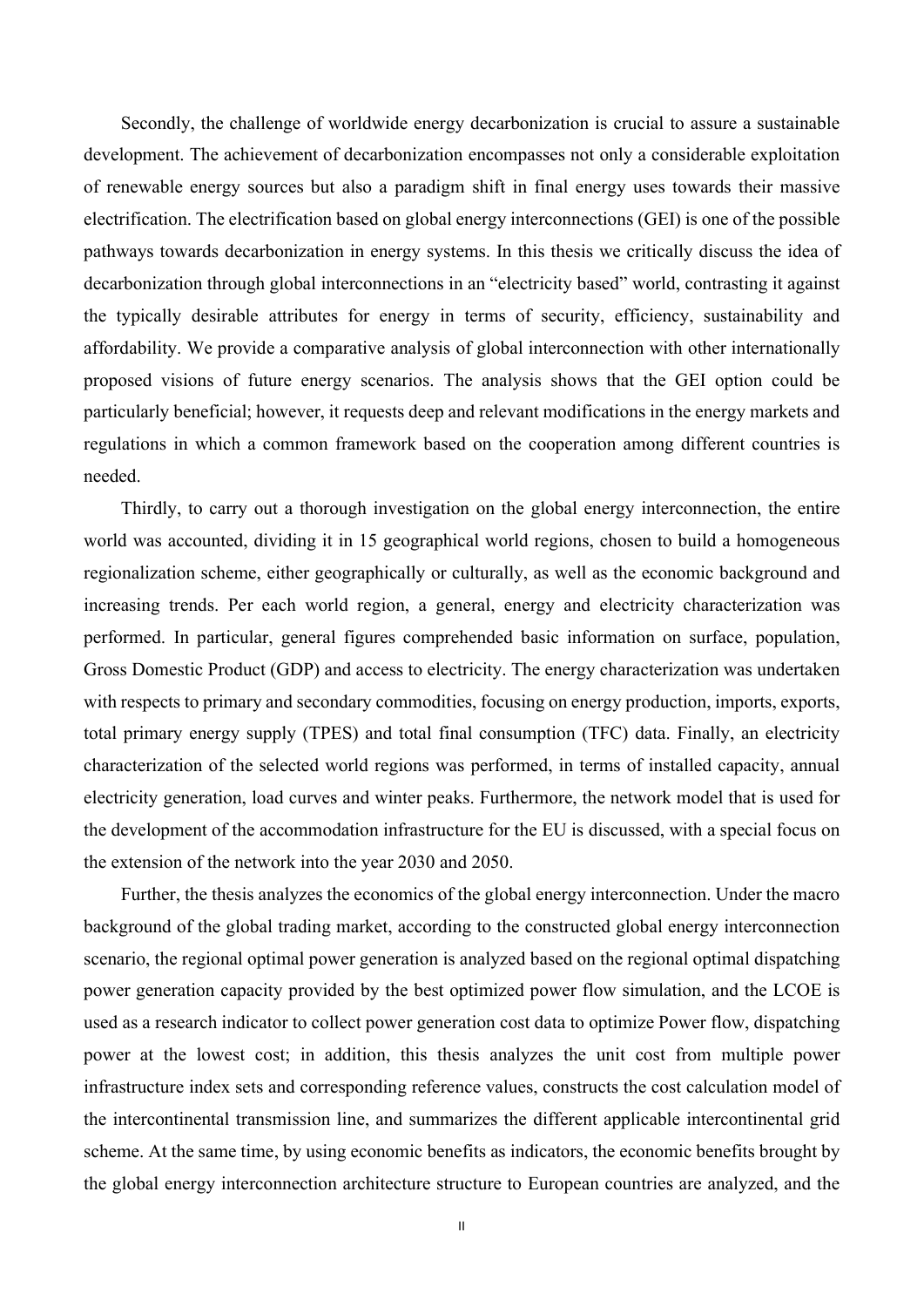Secondly, the challenge of worldwide energy decarbonization is crucial to assure a sustainable development. The achievement of decarbonization encompasses not only a considerable exploitation of renewable energy sources but also a paradigm shift in final energy uses towards their massive electrification. The electrification based on global energy interconnections (GEI) is one of the possible pathways towards decarbonization in energy systems. In this thesis we critically discuss the idea of decarbonization through global interconnections in an "electricity based" world, contrasting it against the typically desirable attributes for energy in terms of security, efficiency, sustainability and affordability. We provide a comparative analysis of global interconnection with other internationally proposed visions of future energy scenarios. The analysis shows that the GEI option could be particularly beneficial; however, it requests deep and relevant modifications in the energy markets and regulations in which a common framework based on the cooperation among different countries is needed.

Thirdly, to carry out a thorough investigation on the global energy interconnection, the entire world was accounted, dividing it in 15 geographical world regions, chosen to build a homogeneous regionalization scheme, either geographically or culturally, as well as the economic background and increasing trends. Per each world region, a general, energy and electricity characterization was performed. In particular, general figures comprehended basic information on surface, population, Gross Domestic Product (GDP) and access to electricity. The energy characterization was undertaken with respects to primary and secondary commodities, focusing on energy production, imports, exports, total primary energy supply (TPES) and total final consumption (TFC) data. Finally, an electricity characterization of the selected world regions was performed, in terms of installed capacity, annual electricity generation, load curves and winter peaks. Furthermore, the network model that is used for the development of the accommodation infrastructure for the EU is discussed, with a special focus on the extension of the network into the year 2030 and 2050.

Further, the thesis analyzes the economics of the global energy interconnection. Under the macro background of the global trading market, according to the constructed global energy interconnection scenario, the regional optimal power generation is analyzed based on the regional optimal dispatching power generation capacity provided by the best optimized power flow simulation, and the LCOE is used as a research indicator to collect power generation cost data to optimize Power flow, dispatching power at the lowest cost; in addition, this thesis analyzes the unit cost from multiple power infrastructure index sets and corresponding reference values, constructs the cost calculation model of the intercontinental transmission line, and summarizes the different applicable intercontinental grid scheme. At the same time, by using economic benefits as indicators, the economic benefits brought by the global energy interconnection architecture structure to European countries are analyzed, and the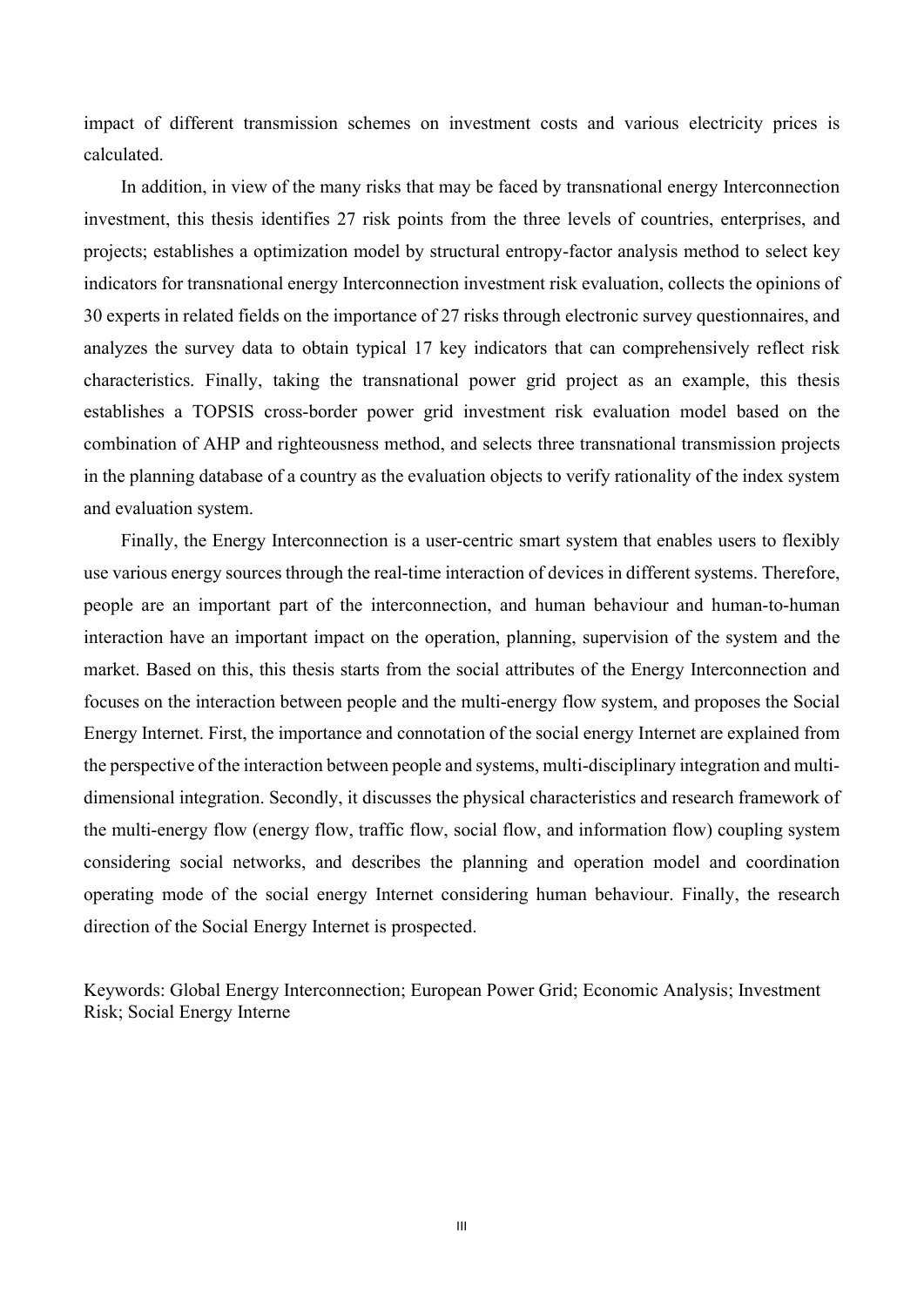impact of different transmission schemes on investment costs and various electricity prices is calculated.

In addition, in view of the many risks that may be faced by transnational energy Interconnection investment, this thesis identifies 27 risk points from the three levels of countries, enterprises, and projects; establishes a optimization model by structural entropy-factor analysis method to select key indicators for transnational energy Interconnection investment risk evaluation, collects the opinions of 30 experts in related fields on the importance of 27 risks through electronic survey questionnaires, and analyzes the survey data to obtain typical 17 key indicators that can comprehensively reflect risk characteristics. Finally, taking the transnational power grid project as an example, this thesis establishes a TOPSIS cross-border power grid investment risk evaluation model based on the combination of AHP and righteousness method, and selects three transnational transmission projects in the planning database of a country as the evaluation objects to verify rationality of the index system and evaluation system.

Finally, the Energy Interconnection is a user-centric smart system that enables users to flexibly use various energy sources through the real-time interaction of devices in different systems. Therefore, people are an important part of the interconnection, and human behaviour and human-to-human interaction have an important impact on the operation, planning, supervision of the system and the market. Based on this, this thesis starts from the social attributes of the Energy Interconnection and focuses on the interaction between people and the multi-energy flow system, and proposes the Social Energy Internet. First, the importance and connotation of the social energy Internet are explained from the perspective of the interaction between people and systems, multi-disciplinary integration and multi-dimensional integration. Secondly, it discusses the physical characteristics and research framework of the multi-energy flow (energy flow, traffic flow, social flow, and information flow) coupling system considering social networks, and describes the planning and operation model and coordination operating mode of the social energy Internet considering human behaviour. Finally, the research direction of the Social Energy Internet is prospected.

Keywords: Global Energy Interconnection; European Power Grid; Economic Analysis; Investment Risk; Social Energy Interne